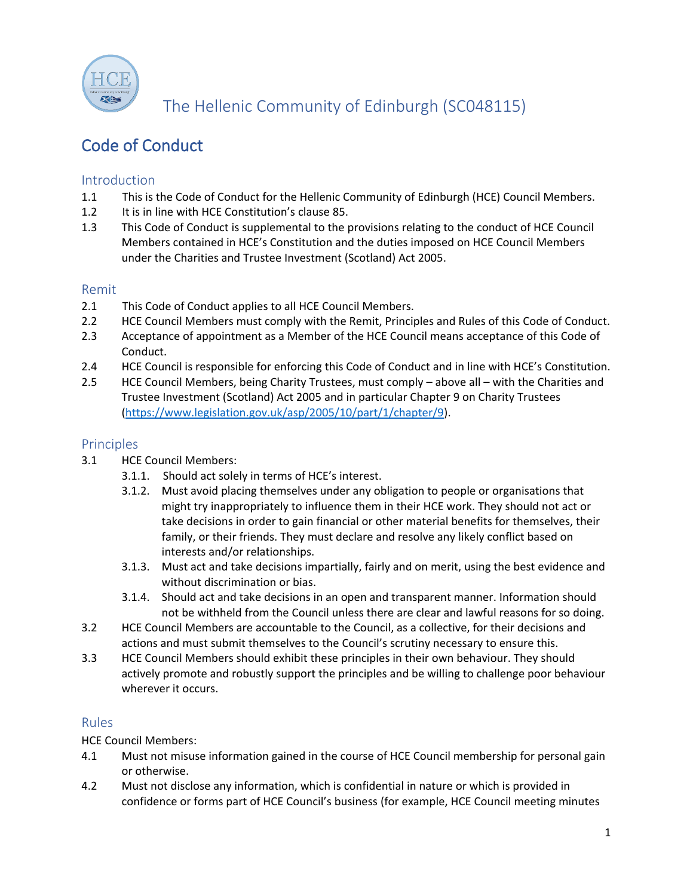# The Hellenic Community of Edinburgh (SC048115)

## Code of Conduct

### Introduction

1.1 This is the Code of Conduct for the Hellenic Community of Edinburgh (HCE) Council Members.

1.2 It is in line with HCE Constitution's clause 85.

1.3 This Code of Conduct is supplemental to the provisions relating to the conduct of HCE Council Members contained in HCE's Constitution and the duties imposed on HCE Council Members under the Charities and Trustee Investment (Scotland) Act 2005.

### Remit

2.1 This Code of Conduct applies to all HCE Council Members.

2.2 HCE Council Members must comply with the Remit, Principles and Rules of this Code of Conduct.

2.3 Acceptance of appointment as a Member of the HCE Council means acceptance of this Code of Conduct.

2.4 HCE Council is responsible for enforcing this Code of Conduct and in line with HCE's Constitution.

2.5 HCE Council Members, being Charity Trustees, must comply – above all – with the Charities and Trustee Investment (Scotland) Act 2005 and in particular Chapter 9 on Charity Trustees (https://www.legislation.gov.uk/asp/2005/10/part/1/chapter/9).

### Principles

3.1 HCE Council Members:

- 3.1.1. Should act solely in terms of HCE's interest.
- 3.1.2. Must avoid placing themselves under any obligation to people or organisations that might try inappropriately to influence them in their HCE work. They should not act or take decisions in order to gain financial or other material benefits for themselves, their family, or their friends. They must declare and resolve any likely conflict based on interests and/or relationships.
- 3.1.3. Must act and take decisions impartially, fairly and on merit, using the best evidence and without discrimination or bias.
- 3.1.4. Should act and take decisions in an open and transparent manner. Information should not be withheld from the Council unless there are clear and lawful reasons for so doing.

3.2 HCE Council Members are accountable to the Council, as a collective, for their decisions and actions and must submit themselves to the Council's scrutiny necessary to ensure this.

3.3 HCE Council Members should exhibit these principles in their own behaviour. They should actively promote and robustly support the principles and be willing to challenge poor behaviour wherever it occurs.

### Rules

HCE Council Members:

4.1 Must not misuse information gained in the course of HCE Council membership for personal gain or otherwise.

4.2 Must not disclose any information, which is confidential in nature or which is provided in confidence or forms part of HCE Council's business (for example, HCE Council meeting minutes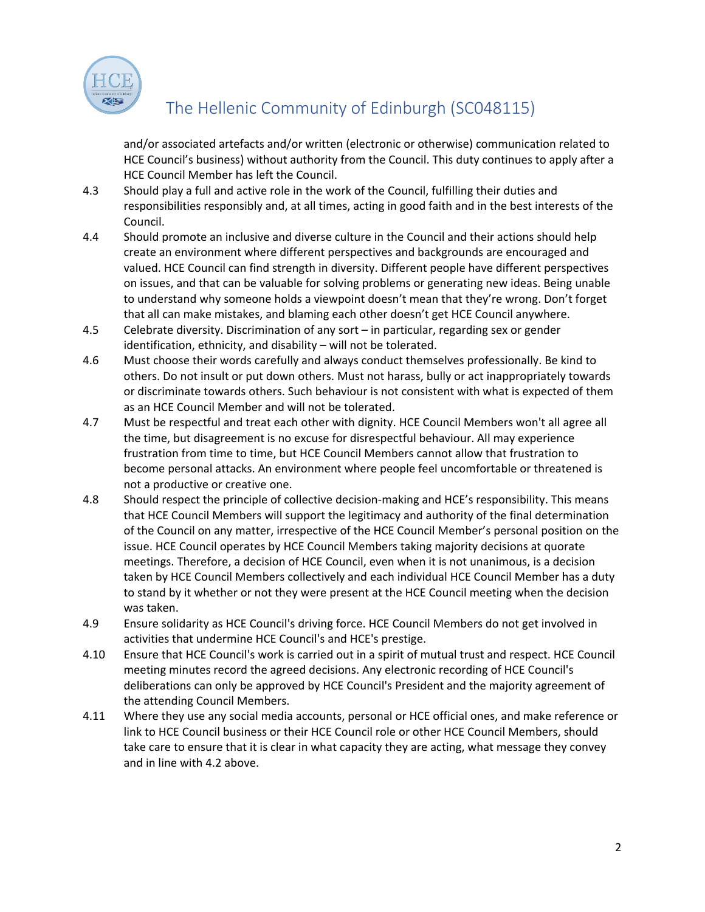and/or associated artefacts and/or written (electronic or otherwise) communication related to HCE Council's business) without authority from the Council. This duty continues to apply after a HCE Council Member has left the Council.

4.3 Should play a full and active role in the work of the Council, fulfilling their duties and responsibilities responsibly and, at all times, acting in good faith and in the best interests of the Council.

4.4 Should promote an inclusive and diverse culture in the Council and their actions should help create an environment where different perspectives and backgrounds are encouraged and valued. HCE Council can find strength in diversity. Different people have different perspectives on issues, and that can be valuable for solving problems or generating new ideas. Being unable to understand why someone holds a viewpoint doesn't mean that they're wrong. Don't forget that all can make mistakes, and blaming each other doesn't get HCE Council anywhere.

4.5 Celebrate diversity. Discrimination of any sort – in particular, regarding sex or gender identification, ethnicity, and disability – will not be tolerated.

4.6 Must choose their words carefully and always conduct themselves professionally. Be kind to others. Do not insult or put down others. Must not harass, bully or act inappropriately towards or discriminate towards others. Such behaviour is not consistent with what is expected of them as an HCE Council Member and will not be tolerated.

4.7 Must be respectful and treat each other with dignity. HCE Council Members won't all agree all the time, but disagreement is no excuse for disrespectful behaviour. All may experience frustration from time to time, but HCE Council Members cannot allow that frustration to become personal attacks. An environment where people feel uncomfortable or threatened is not a productive or creative one.

4.8 Should respect the principle of collective decision-making and HCE's responsibility. This means that HCE Council Members will support the legitimacy and authority of the final determination of the Council on any matter, irrespective of the HCE Council Member's personal position on the issue. HCE Council operates by HCE Council Members taking majority decisions at quorate meetings. Therefore, a decision of HCE Council, even when it is not unanimous, is a decision taken by HCE Council Members collectively and each individual HCE Council Member has a duty to stand by it whether or not they were present at the HCE Council meeting when the decision was taken.

4.9 Ensure solidarity as HCE Council's driving force. HCE Council Members do not get involved in activities that undermine HCE Council's and HCE's prestige.

4.10 Ensure that HCE Council's work is carried out in a spirit of mutual trust and respect. HCE Council meeting minutes record the agreed decisions. Any electronic recording of HCE Council's deliberations can only be approved by HCE Council's President and the majority agreement of the attending Council Members.

4.11 Where they use any social media accounts, personal or HCE official ones, and make reference or link to HCE Council business or their HCE Council role or other HCE Council Members, should take care to ensure that it is clear in what capacity they are acting, what message they convey and in line with 4.2 above.